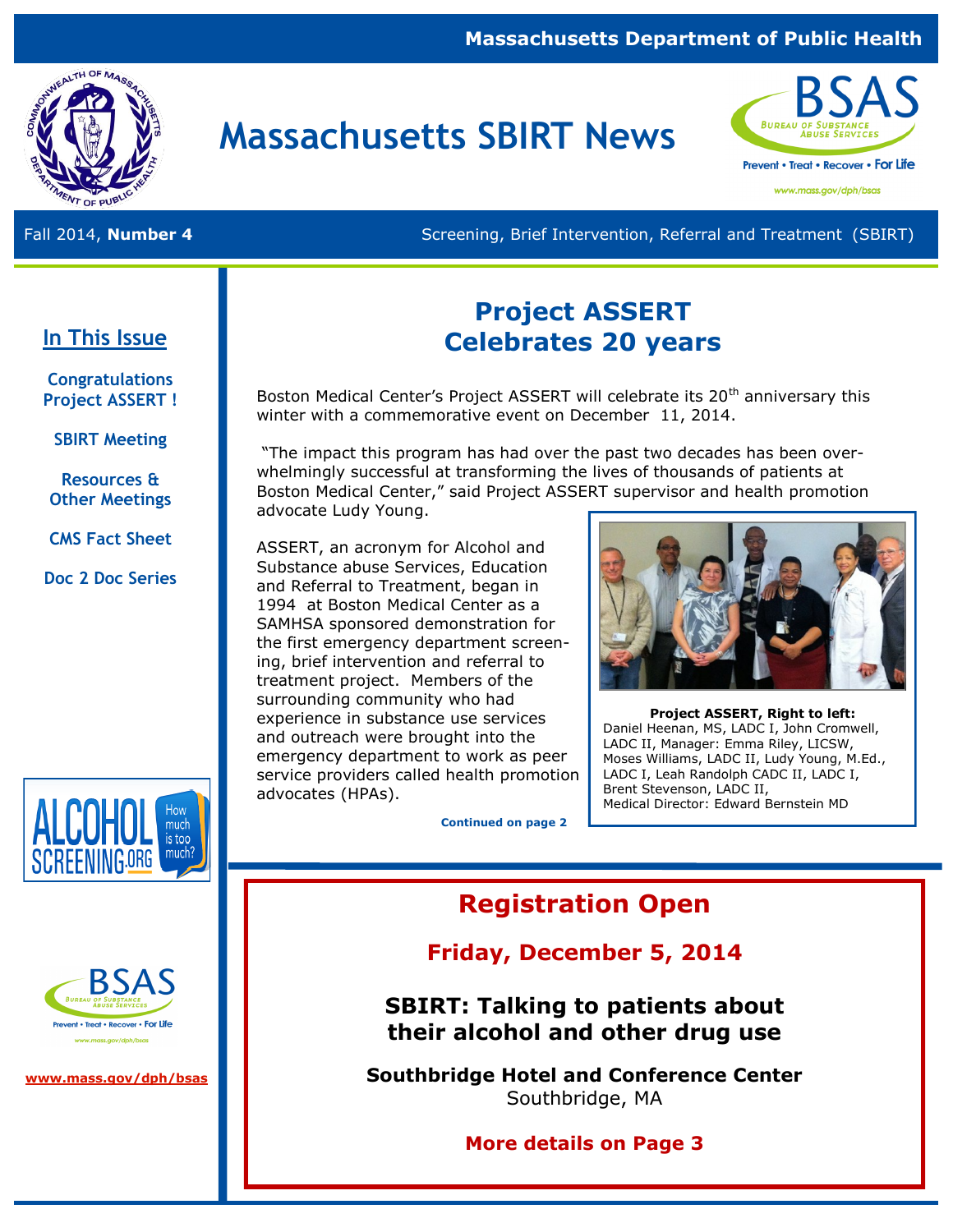Massachusetts Department of Public Health

# Massachusetts SBIRT News

BSAS — Bureau of Substance Abuse Services
Prevent • Treat • Recover • For Life
www.mass.gov/dph/bsas

Fall 2014, **Number 4**

Screening, Brief Intervention, Referral and Treatment (SBIRT)

## In This Issue

Congratulations Project ASSERT !

SBIRT Meeting

Resources & Other Meetings

CMS Fact Sheet

Doc 2 Doc Series

## Project ASSERT Celebrates 20 years

Boston Medical Center's Project ASSERT will celebrate its 20th anniversary this winter with a commemorative event on December 11, 2014.

"The impact this program has had over the past two decades has been overwhelmingly successful at transforming the lives of thousands of patients at Boston Medical Center," said Project ASSERT supervisor and health promotion advocate Ludy Young.

ASSERT, an acronym for Alcohol and Substance abuse Services, Education and Referral to Treatment, began in 1994 at Boston Medical Center as a SAMHSA sponsored demonstration for the first emergency department screening, brief intervention and referral to treatment project. Members of the surrounding community who had experience in substance use services and outreach were brought into the emergency department to work as peer service providers called health promotion advocates (HPAs).

**Project ASSERT, Right to left:** Daniel Heenan, MS, LADC I, John Cromwell, LADC II, Manager: Emma Riley, LICSW, Moses Williams, LADC II, Ludy Young, M.Ed., LADC I, Leah Randolph CADC II, LADC I, Brent Stevenson, LADC II, Medical Director: Edward Bernstein MD

**Continued on page 2**

ALCOHOL SCREENING.ORG — How much is too much?

www.mass.gov/dph/bsas

## Registration Open

### Friday, December 5, 2014

### SBIRT: Talking to patients about their alcohol and other drug use

**Southbridge Hotel and Conference Center**
Southbridge, MA

**More details on Page 3**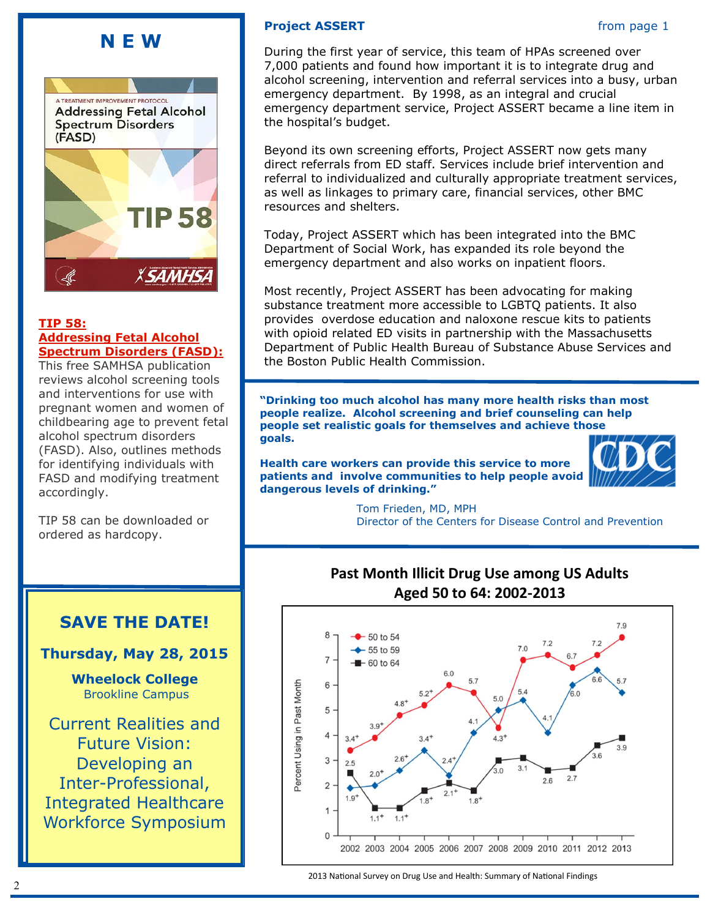## Project ASSERT

from page 1

During the first year of service, this team of HPAs screened over 7,000 patients and found how important it is to integrate drug and alcohol screening, intervention and referral services into a busy, urban emergency department. By 1998, as an integral and crucial emergency department service, Project ASSERT became a line item in the hospital's budget.

Beyond its own screening efforts, Project ASSERT now gets many direct referrals from ED staff. Services include brief intervention and referral to individualized and culturally appropriate treatment services, as well as linkages to primary care, financial services, other BMC resources and shelters.

Today, Project ASSERT which has been integrated into the BMC Department of Social Work, has expanded its role beyond the emergency department and also works on inpatient floors.

Most recently, Project ASSERT has been advocating for making substance treatment more accessible to LGBTQ patients. It also provides overdose education and naloxone rescue kits to patients with opioid related ED visits in partnership with the Massachusetts Department of Public Health Bureau of Substance Abuse Services and the Boston Public Health Commission.

**"Drinking too much alcohol has many more health risks than most people realize. Alcohol screening and brief counseling can help people set realistic goals for themselves and achieve those goals.**

**Health care workers can provide this service to more patients and involve communities to help people avoid dangerous levels of drinking."**

Tom Frieden, MD, MPH
Director of the Centers for Disease Control and Prevention

## Past Month Illicit Drug Use among US Adults Aged 50 to 64: 2002-2013

Percent Using in Past Month

| Year | 50 to 54 | 55 to 59 | 60 to 64 |
|---|---|---|---|
| 2002 | 3.4+ | 1.9+ | 2.5 |
| 2003 | 3.9+ | 2.0+ | 1.1+ |
| 2004 | 4.8+ | 2.6+ | 1.1+ |
| 2005 | 5.2+ | 3.4+ | 1.8+ |
| 2006 | 6.0 | 2.4+ | 2.1+ |
| 2007 | 5.7 | 4.1 | 1.8+ |
| 2008 | 4.3+ | 5.0 | 3.0 |
| 2009 | 7.0 | 5.4 | 3.1 |
| 2010 | 7.2 | 4.1 | 2.6 |
| 2011 | 6.7 | 6.0 | 2.7 |
| 2012 | 7.2 | 6.6 | 3.6 |
| 2013 | 7.9 | 5.7 | 3.9 |

2013 National Survey on Drug Use and Health: Summary of National Findings

# N E W

**TIP 58: Addressing Fetal Alcohol Spectrum Disorders (FASD):** This free SAMHSA publication reviews alcohol screening tools and interventions for use with pregnant women and women of childbearing age to prevent fetal alcohol spectrum disorders (FASD). Also, outlines methods for identifying individuals with FASD and modifying treatment accordingly.

TIP 58 can be downloaded or ordered as hardcopy.

## SAVE THE DATE!

**Thursday, May 28, 2015**

**Wheelock College**
Brookline Campus

Current Realities and Future Vision: Developing an Inter-Professional, Integrated Healthcare Workforce Symposium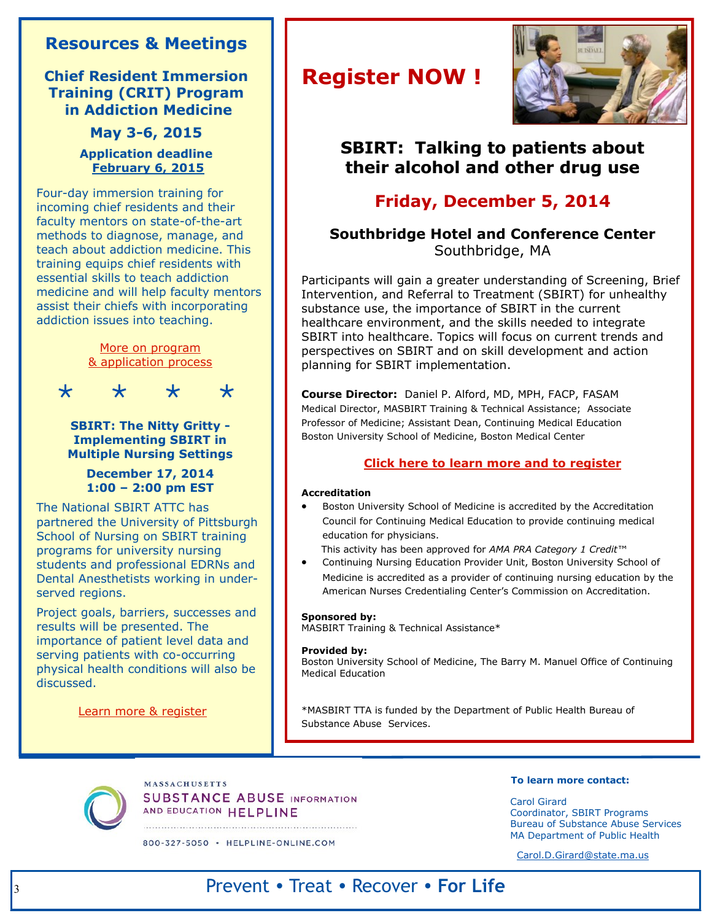## Resources & Meetings

### Chief Resident Immersion Training (CRIT) Program in Addiction Medicine

**May 3-6, 2015**

**Application deadline February 6, 2015**

Four-day immersion training for incoming chief residents and their faculty mentors on state-of-the-art methods to diagnose, manage, and teach about addiction medicine. This training equips chief residents with essential skills to teach addiction medicine and will help faculty mentors assist their chiefs with incorporating addiction issues into teaching.

More on program & application process

\* \* \* \*

### SBIRT: The Nitty Gritty - Implementing SBIRT in Multiple Nursing Settings

**December 17, 2014**
**1:00 – 2:00 pm EST**

The National SBIRT ATTC has partnered the University of Pittsburgh School of Nursing on SBIRT training programs for university nursing students and professional EDRNs and Dental Anesthetists working in under-served regions.

Project goals, barriers, successes and results will be presented. The importance of patient level data and serving patients with co-occurring physical health conditions will also be discussed.

Learn more & register

# Register NOW !

## SBIRT: Talking to patients about their alcohol and other drug use

## Friday, December 5, 2014

### Southbridge Hotel and Conference Center
Southbridge, MA

Participants will gain a greater understanding of Screening, Brief Intervention, and Referral to Treatment (SBIRT) for unhealthy substance use, the importance of SBIRT in the current healthcare environment, and the skills needed to integrate SBIRT into healthcare. Topics will focus on current trends and perspectives on SBIRT and on skill development and action planning for SBIRT implementation.

**Course Director:** Daniel P. Alford, MD, MPH, FACP, FASAM
Medical Director, MASBIRT Training & Technical Assistance; Associate Professor of Medicine; Assistant Dean, Continuing Medical Education
Boston University School of Medicine, Boston Medical Center

**Click here to learn more and to register**

**Accreditation**

- Boston University School of Medicine is accredited by the Accreditation Council for Continuing Medical Education to provide continuing medical education for physicians.
  This activity has been approved for *AMA PRA Category 1 Credit*™
- Continuing Nursing Education Provider Unit, Boston University School of Medicine is accredited as a provider of continuing nursing education by the American Nurses Credentialing Center's Commission on Accreditation.

**Sponsored by:**
MASBIRT Training & Technical Assistance*

**Provided by:**
Boston University School of Medicine, The Barry M. Manuel Office of Continuing Medical Education

*MASBIRT TTA is funded by the Department of Public Health Bureau of Substance Abuse Services.

MASSACHUSETTS SUBSTANCE ABUSE INFORMATION AND EDUCATION HELPLINE
800-327-5050 • HELPLINE-ONLINE.COM

**To learn more contact:**

Carol Girard
Coordinator, SBIRT Programs
Bureau of Substance Abuse Services
MA Department of Public Health

Carol.D.Girard@state.ma.us

Prevent • Treat • Recover • **For Life**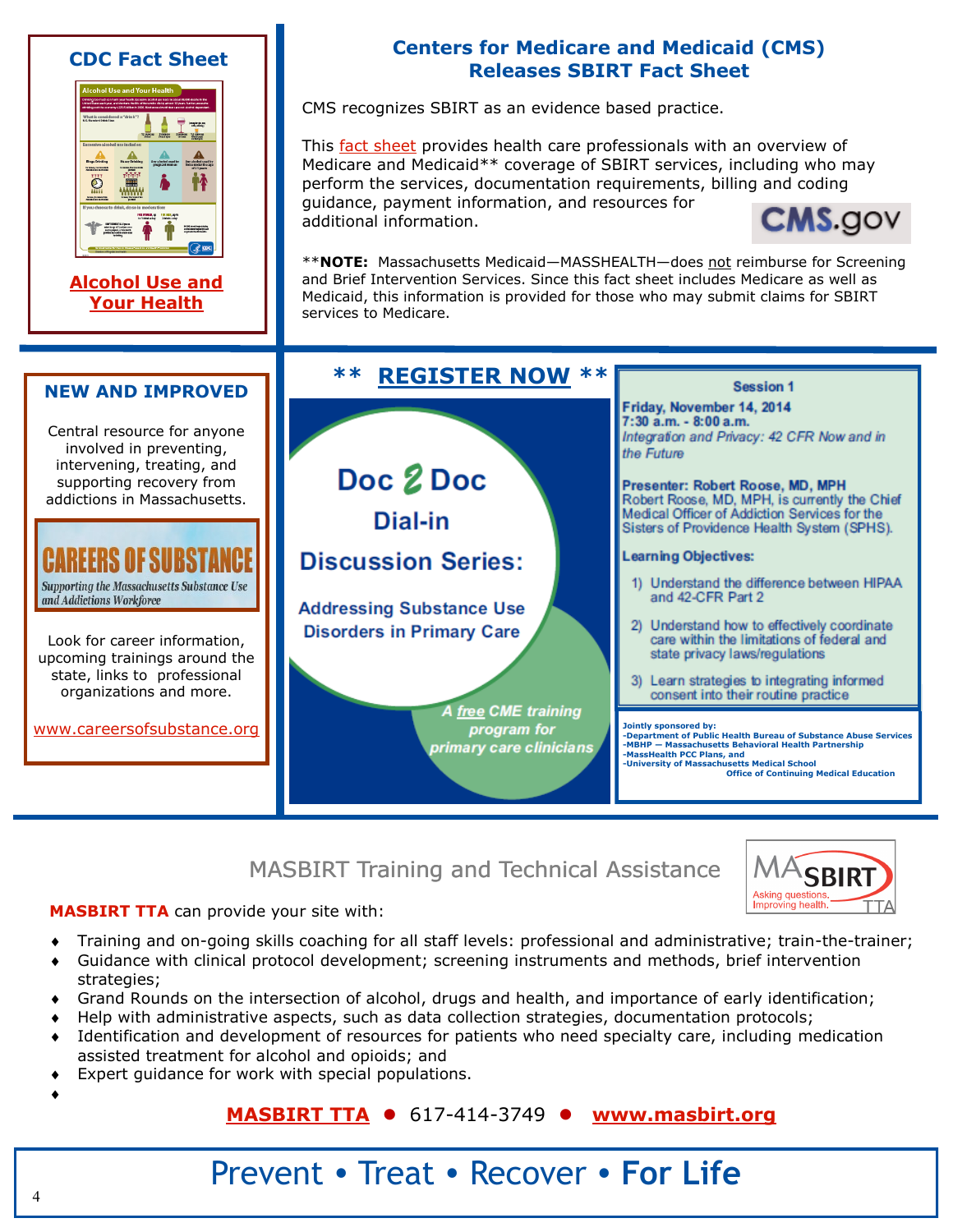## CDC Fact Sheet

**Alcohol Use and Your Health**

## Centers for Medicare and Medicaid (CMS) Releases SBIRT Fact Sheet

CMS recognizes SBIRT as an evidence based practice.

This fact sheet provides health care professionals with an overview of Medicare and Medicaid** coverage of SBIRT services, including who may perform the services, documentation requirements, billing and coding guidance, payment information, and resources for additional information.

CMS.gov

****NOTE:** Massachusetts Medicaid—MASSHEALTH—does not reimburse for Screening and Brief Intervention Services. Since this fact sheet includes Medicare as well as Medicaid, this information is provided for those who may submit claims for SBIRT services to Medicare.

## NEW AND IMPROVED

Central resource for anyone involved in preventing, intervening, treating, and supporting recovery from addictions in Massachusetts.

**CAREERS OF SUBSTANCE**

*Supporting the Massachusetts Substance Use and Addictions Workforce*

Look for career information, upcoming trainings around the state, links to professional organizations and more.

www.careersofsubstance.org

## ** REGISTER NOW **

**Doc 2 Doc Dial-in Discussion Series:**

**Addressing Substance Use Disorders in Primary Care**

*A free CME training program for primary care clinicians*

**Session 1**

**Friday, November 14, 2014**
**7:30 a.m. - 8:00 a.m.**
*Integration and Privacy: 42 CFR Now and in the Future*

**Presenter: Robert Roose, MD, MPH**
Robert Roose, MD, MPH, is currently the Chief Medical Officer of Addiction Services for the Sisters of Providence Health System (SPHS).

**Learning Objectives:**

1) Understand the difference between HIPAA and 42-CFR Part 2
2) Understand how to effectively coordinate care within the limitations of federal and state privacy laws/regulations
3) Learn strategies to integrating informed consent into their routine practice

**Jointly sponsored by:**
- **Department of Public Health Bureau of Substance Abuse Services**
- **MBHP — Massachusetts Behavioral Health Partnership**
- **MassHealth PCC Plans, and**
- **University of Massachusetts Medical School Office of Continuing Medical Education**

## MASBIRT Training and Technical Assistance

MASBIRT TTA — Asking questions. Improving health.

**MASBIRT TTA** can provide your site with:

- Training and on-going skills coaching for all staff levels: professional and administrative; train-the-trainer;
- Guidance with clinical protocol development; screening instruments and methods, brief intervention strategies;
- Grand Rounds on the intersection of alcohol, drugs and health, and importance of early identification;
- Help with administrative aspects, such as data collection strategies, documentation protocols;
- Identification and development of resources for patients who need specialty care, including medication assisted treatment for alcohol and opioids; and
- Expert guidance for work with special populations.

**MASBIRT TTA** ● 617-414-3749 ● **www.masbirt.org**

Prevent • Treat • Recover • **For Life**